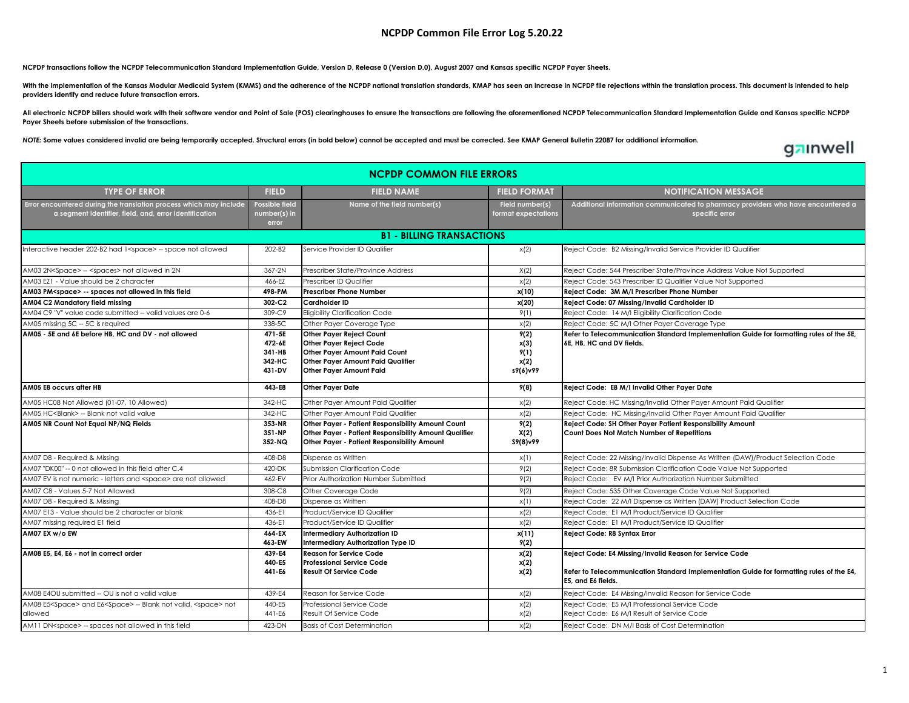# NCPDP Common File Error Log 5.20.22

**NCPDP transactions follow the NCPDP Telecommunication Standard Implementation Guide, Version D, Release 0 (Version D.0), August 2007 and Kansas specific NCPDP Payer Sheets.**

**With the implementation of the Kansas Modular Medicaid System (KMMS) and the adherence of the NCPDP national translation standards, KMAP has seen an increase in NCPDP file rejections within the translation process. This document is intended to help providers identify and reduce future transaction errors.**

**All electronic NCPDP billers should work with their software vendor and Point of Sale (POS) clearinghouses to ensure the transactions are following the aforementioned NCPDP Telecommunication Standard Implementation Guide and Kansas specific NCPDP Payer Sheets before submission of the transactions.**

***NOTE:* Some values considered invalid are being temporarily accepted. Structural errors (in bold below) cannot be accepted and must be corrected. See KMAP General Bulletin 22087 for additional information.**

## NCPDP COMMON FILE ERRORS

| TYPE OF ERROR | FIELD | FIELD NAME | FIELD FORMAT | NOTIFICATION MESSAGE |
|---|---|---|---|---|
| Error encountered during the translation process which may include a segment identifier, field, and, error identification | Possible field number(s) in error | Name of the field number(s) | Field number(s) format expectations | Additional information communicated to pharmacy providers who have encountered a specific error |
| **B1 - BILLING TRANSACTIONS** | | | | |
| Interactive header 202-B2 had 1<space> -- space not allowed | 202-B2 | Service Provider ID Qualifier | x(2) | Reject Code: B2 Missing/Invalid Service Provider ID Qualifier |
| AM03 2N<Space> -- <spaces> not allowed in 2N | 367-2N | Prescriber State/Province Address | X(2) | Reject Code: 544 Prescriber State/Province Address Value Not Supported |
| AM03 EZ1 - Value should be 2 character | 466-EZ | Prescriber ID Qualifier | x(2) | Reject Code: 543 Prescriber ID Qualifier Value Not Supported |
| **AM03 PM<space> -- spaces not allowed in this field** | **498-PM** | **Prescriber Phone Number** | **x(10)** | **Reject Code: 3M M/I Prescriber Phone Number** |
| **AM04 C2 Mandatory field missing** | **302-C2** | **Cardholder ID** | **x(20)** | **Reject Code: 07 Missing/Invalid Cardholder ID** |
| AM04 C9 "V" value code submitted -- valid values are 0-6 | 309-C9 | Eligibility Clarification Code | 9(1) | Reject Code: 14 M/I Eligibility Clarification Code |
| AM05 missing 5C -- 5C is required | 338-5C | Other Payer Coverage Type | x(2) | Reject Code: 5C M/I Other Payer Coverage Type |
| **AM05 - 5E and 6E before HB, HC and DV - not allowed** | **471-5E<br>472-6E<br>341-HB<br>342-HC<br>431-DV** | **Other Payer Reject Count<br>Other Payer Reject Code<br>Other Payer Amount Paid Count<br>Other Payer Amount Paid Qualifier<br>Other Payer Amount Paid** | **9(2)<br>x(3)<br>9(1)<br>x(2)<br>s9(6)v99** | **Refer to Telecommunication Standard Implementation Guide for formatting rules of the 5E, 6E, HB, HC and DV fields.** |
| **AM05 E8 occurs after HB** | **443-E8** | **Other Payer Date** | **9(8)** | **Reject Code: E8 M/I Invalid Other Payer Date** |
| AM05 HC08 Not Allowed (01-07, 10 Allowed) | 342-HC | Other Payer Amount Paid Qualifier | x(2) | Reject Code: HC Missing/Invalid Other Payer Amount Paid Qualifier |
| AM05 HC<Blank> -- Blank not valid value | 342-HC | Other Payer Amount Paid Qualifier | x(2) | Reject Code: HC Missing/Invalid Other Payer Amount Paid Qualifier |
| **AM05 NR Count Not Equal NP/NQ Fields** | **353-NR<br>351-NP<br>352-NQ** | **Other Payer - Patient Responsibility Amount Count<br>Other Payer - Patient Responsibility Amount Qualifier<br>Other Payer - Patient Responsibility Amount** | **9(2)<br>X(2)<br>S9(8)v99** | **Reject Code: SH Other Payer Patient Responsibility Amount Count Does Not Match Number of Repetitions** |
| AM07 D8 - Required & Missing | 408-D8 | Dispense as Written | x(1) | Reject Code: 22 Missing/Invalid Dispense As Written (DAW)/Product Selection Code |
| AM07 "DK00" -- 0 not allowed in this field after C.4 | 420-DK | Submission Clarification Code | 9(2) | Reject Code: 8R Submission Clarification Code Value Not Supported |
| AM07 EV is not numeric - letters and <space> are not allowed | 462-EV | Prior Authorization Number Submitted | 9(2) | Reject Code: EV M/I Prior Authorization Number Submitted |
| AM07 C8 - Values 5-7 Not Allowed | 308-C8 | Other Coverage Code | 9(2) | Reject Code: 535 Other Coverage Code Value Not Supported |
| AM07 D8 - Required & Missing | 408-D8 | Dispense as Written | x(1) | Reject Code: 22 M/I Dispense as Written (DAW) Product Selection Code |
| AM07 E13 - Value should be 2 character or blank | 436-E1 | Product/Service ID Qualifier | x(2) | Reject Code: E1 M/I Product/Service ID Qualifier |
| AM07 missing required E1 field | 436-E1 | Product/Service ID Qualifier | x(2) | Reject Code: E1 M/I Product/Service ID Qualifier |
| **AM07 EX w/o EW** | **464-EX<br>463-EW** | **Intermediary Authorization ID<br>Intermediary Authorization Type ID** | **x(11)<br>9(2)** | **Reject Code: R8 Syntax Error** |
| **AM08 E5, E4, E6 - not in correct order** | **439-E4<br>440-E5<br>441-E6** | **Reason for Service Code<br>Professional Service Code<br>Result Of Service Code** | **x(2)<br>x(2)<br>x(2)** | **Reject Code: E4 Missing/Invalid Reason for Service Code<br><br>Refer to Telecommunication Standard Implementation Guide for formatting rules of the E4, E5, and E6 fields.** |
| AM08 E4OU submitted -- OU is not a valid value | 439-E4 | Reason for Service Code | x(2) | Reject Code: E4 Missing/Invalid Reason for Service Code |
| AM08 E5<Space> and E6<Space> -- Blank not valid, <space> not allowed | 440-E5<br>441-E6 | Professional Service Code<br>Result Of Service Code | x(2)<br>x(2) | Reject Code: E5 M/I Professional Service Code<br>Reject Code: E6 M/I Result of Service Code |
| AM11 DN<space> -- spaces not allowed in this field | 423-DN | Basis of Cost Determination | x(2) | Reject Code: DN M/I Basis of Cost Determination |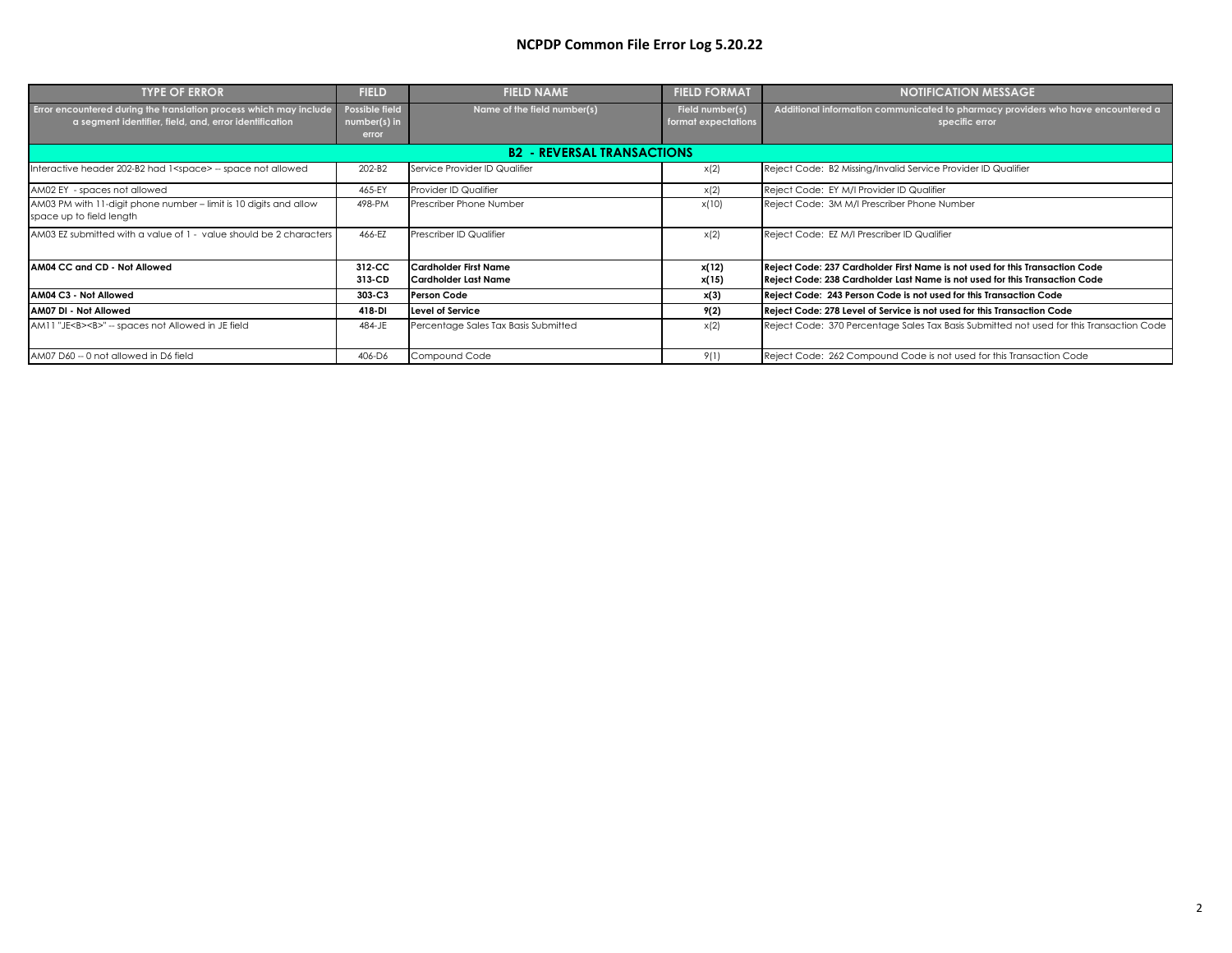# NCPDP Common File Error Log 5.20.22

| TYPE OF ERROR | FIELD | FIELD NAME | FIELD FORMAT | NOTIFICATION MESSAGE |
|---|---|---|---|---|
| Error encountered during the translation process which may include a segment identifier, field, and, error identification | Possible field number(s) in error | Name of the field number(s) | Field number(s) format expectations | Additional information communicated to pharmacy providers who have encountered a specific error |
| **B2 - REVERSAL TRANSACTIONS** | | | | |
| Interactive header 202-B2 had 1<space> -- space not allowed | 202-B2 | Service Provider ID Qualifier | x(2) | Reject Code: B2 Missing/Invalid Service Provider ID Qualifier |
| AM02 EY - spaces not allowed | 465-EY | Provider ID Qualifier | x(2) | Reject Code: EY M/I Provider ID Qualifier |
| AM03 PM with 11-digit phone number – limit is 10 digits and allow space up to field length | 498-PM | Prescriber Phone Number | x(10) | Reject Code: 3M M/I Prescriber Phone Number |
| AM03 EZ submitted with a value of 1 - value should be 2 characters | 466-EZ | Prescriber ID Qualifier | x(2) | Reject Code: EZ M/I Prescriber ID Qualifier |
| **AM04 CC and CD - Not Allowed** | **312-CC**<br>**313-CD** | **Cardholder First Name**<br>**Cardholder Last Name** | **x(12)**<br>**x(15)** | **Reject Code: 237 Cardholder First Name is not used for this Transaction Code**<br>**Reject Code: 238 Cardholder Last Name is not used for this Transaction Code** |
| **AM04 C3 - Not Allowed** | **303-C3** | **Person Code** | **x(3)** | **Reject Code: 243 Person Code is not used for this Transaction Code** |
| **AM07 DI - Not Allowed** | **418-DI** | **Level of Service** | **9(2)** | **Reject Code: 278 Level of Service is not used for this Transaction Code** |
| AM11 "JE<B><B>" -- spaces not Allowed in JE field | 484-JE | Percentage Sales Tax Basis Submitted | x(2) | Reject Code: 370 Percentage Sales Tax Basis Submitted not used for this Transaction Code |
| AM07 D60 -- 0 not allowed in D6 field | 406-D6 | Compound Code | 9(1) | Reject Code: 262 Compound Code is not used for this Transaction Code |